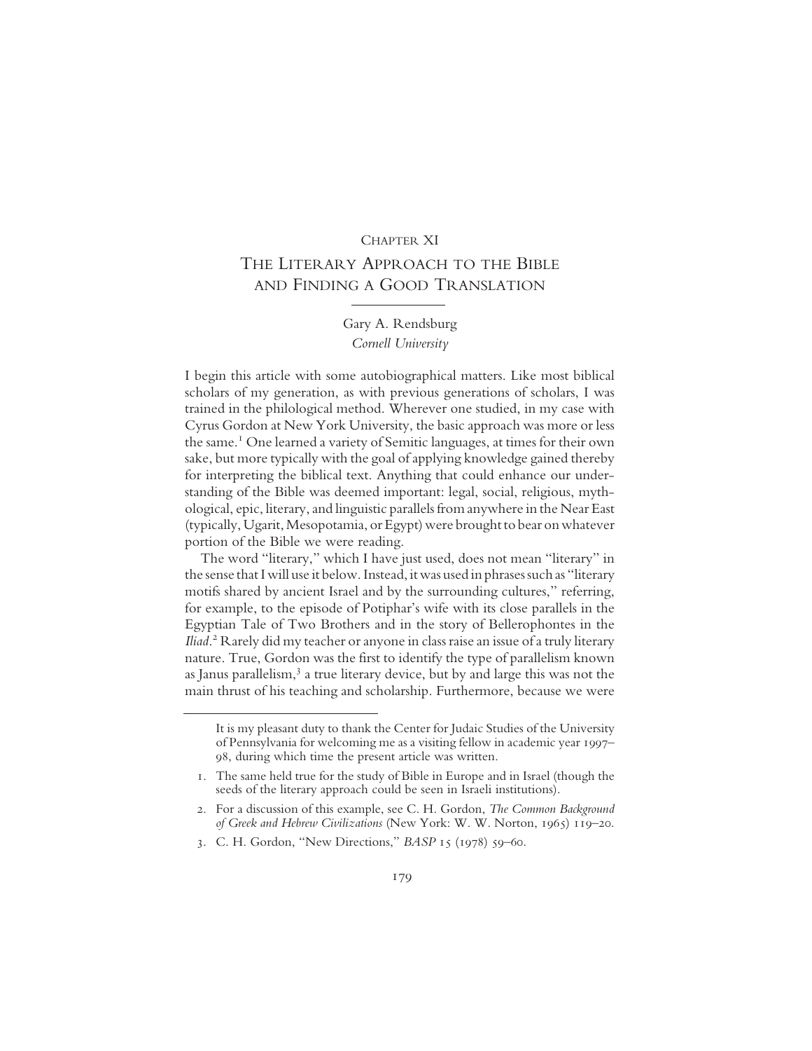CHAPTER XI

# The Literary Approach to the Bible and Finding a Good Translation

Gary A. Rendsburg
*Cornell University*

I begin this article with some autobiographical matters. Like most biblical scholars of my generation, as with previous generations of scholars, I was trained in the philological method. Wherever one studied, in my case with Cyrus Gordon at New York University, the basic approach was more or less the same.[1] One learned a variety of Semitic languages, at times for their own sake, but more typically with the goal of applying knowledge gained thereby for interpreting the biblical text. Anything that could enhance our understanding of the Bible was deemed important: legal, social, religious, mythological, epic, literary, and linguistic parallels from anywhere in the Near East (typically, Ugarit, Mesopotamia, or Egypt) were brought to bear on whatever portion of the Bible we were reading.

The word "literary," which I have just used, does not mean "literary" in the sense that I will use it below. Instead, it was used in phrases such as "literary motifs shared by ancient Israel and by the surrounding cultures," referring, for example, to the episode of Potiphar's wife with its close parallels in the Egyptian Tale of Two Brothers and in the story of Bellerophontes in the *Iliad*.[2] Rarely did my teacher or anyone in class raise an issue of a truly literary nature. True, Gordon was the first to identify the type of parallelism known as Janus parallelism,[3] a true literary device, but by and large this was not the main thrust of his teaching and scholarship. Furthermore, because we were

---

It is my pleasant duty to thank the Center for Judaic Studies of the University of Pennsylvania for welcoming me as a visiting fellow in academic year 1997–98, during which time the present article was written.

1. The same held true for the study of Bible in Europe and in Israel (though the seeds of the literary approach could be seen in Israeli institutions).

2. For a discussion of this example, see C. H. Gordon, *The Common Background of Greek and Hebrew Civilizations* (New York: W. W. Norton, 1965) 119–20.

3. C. H. Gordon, "New Directions," *BASP* 15 (1978) 59–60.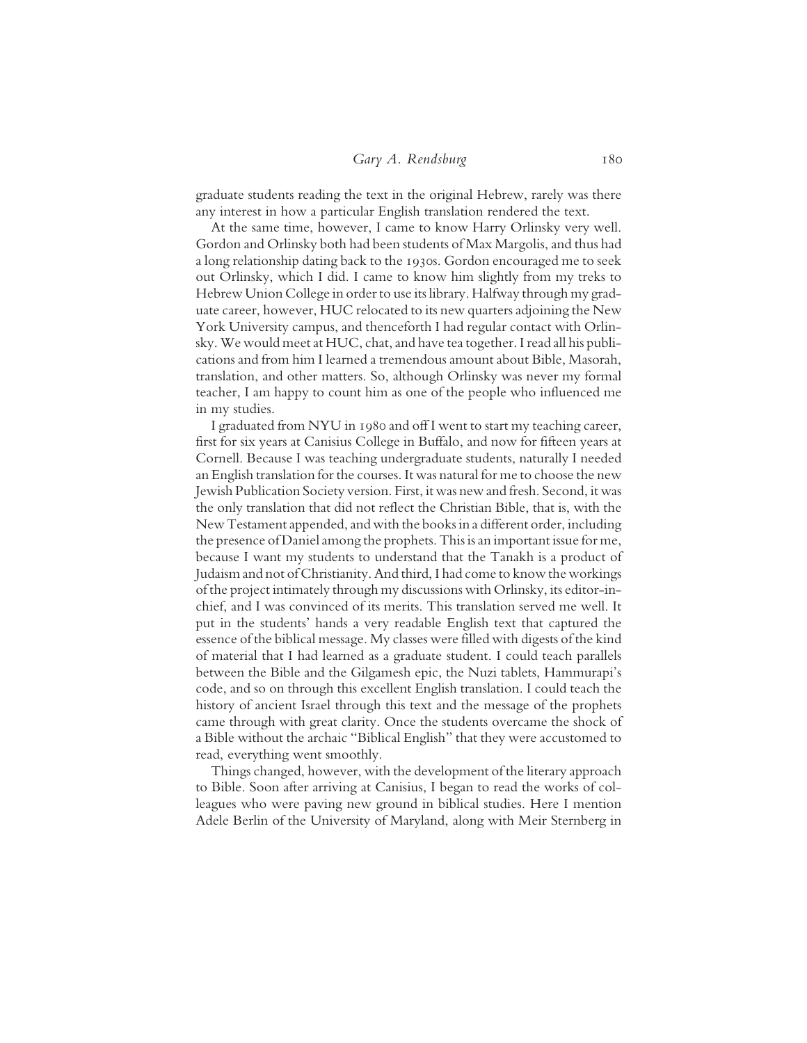graduate students reading the text in the original Hebrew, rarely was there any interest in how a particular English translation rendered the text.

At the same time, however, I came to know Harry Orlinsky very well. Gordon and Orlinsky both had been students of Max Margolis, and thus had a long relationship dating back to the 1930s. Gordon encouraged me to seek out Orlinsky, which I did. I came to know him slightly from my treks to Hebrew Union College in order to use its library. Halfway through my graduate career, however, HUC relocated to its new quarters adjoining the New York University campus, and thenceforth I had regular contact with Orlinsky. We would meet at HUC, chat, and have tea together. I read all his publications and from him I learned a tremendous amount about Bible, Masorah, translation, and other matters. So, although Orlinsky was never my formal teacher, I am happy to count him as one of the people who influenced me in my studies.

I graduated from NYU in 1980 and off I went to start my teaching career, first for six years at Canisius College in Buffalo, and now for fifteen years at Cornell. Because I was teaching undergraduate students, naturally I needed an English translation for the courses. It was natural for me to choose the new Jewish Publication Society version. First, it was new and fresh. Second, it was the only translation that did not reflect the Christian Bible, that is, with the New Testament appended, and with the books in a different order, including the presence of Daniel among the prophets. This is an important issue for me, because I want my students to understand that the Tanakh is a product of Judaism and not of Christianity. And third, I had come to know the workings of the project intimately through my discussions with Orlinsky, its editor-in-chief, and I was convinced of its merits. This translation served me well. It put in the students' hands a very readable English text that captured the essence of the biblical message. My classes were filled with digests of the kind of material that I had learned as a graduate student. I could teach parallels between the Bible and the Gilgamesh epic, the Nuzi tablets, Hammurapi's code, and so on through this excellent English translation. I could teach the history of ancient Israel through this text and the message of the prophets came through with great clarity. Once the students overcame the shock of a Bible without the archaic "Biblical English" that they were accustomed to read, everything went smoothly.

Things changed, however, with the development of the literary approach to Bible. Soon after arriving at Canisius, I began to read the works of colleagues who were paving new ground in biblical studies. Here I mention Adele Berlin of the University of Maryland, along with Meir Sternberg in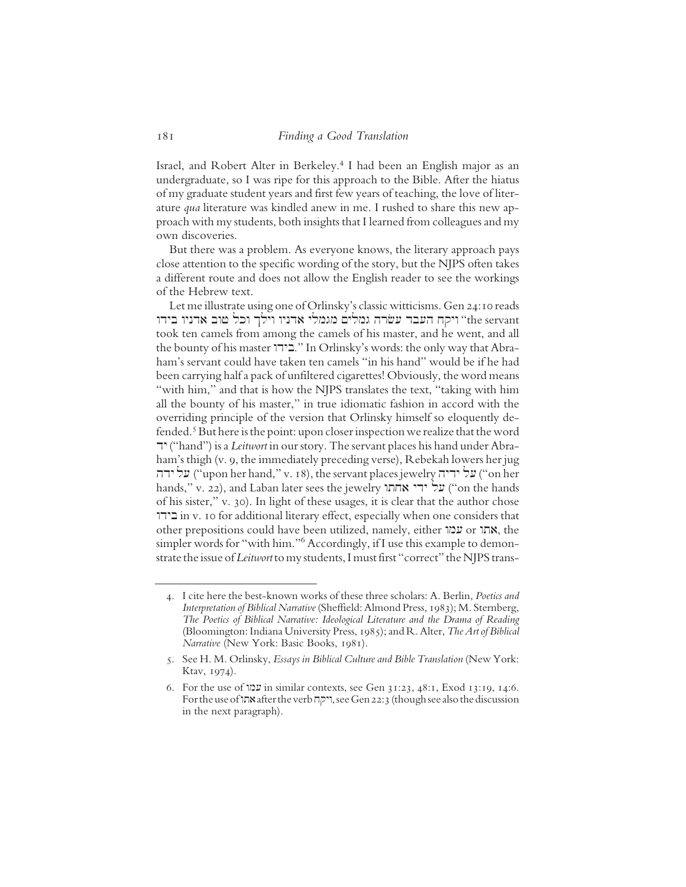Israel, and Robert Alter in Berkeley.[4] I had been an English major as an undergraduate, so I was ripe for this approach to the Bible. After the hiatus of my graduate student years and first few years of teaching, the love of literature *qua* literature was kindled anew in me. I rushed to share this new approach with my students, both insights that I learned from colleagues and my own discoveries.

But there was a problem. As everyone knows, the literary approach pays close attention to the specific wording of the story, but the NJPS often takes a different route and does not allow the English reader to see the workings of the Hebrew text.

Let me illustrate using one of Orlinsky's classic witticisms. Gen 24:10 reads ויקח העבד עשרה גמלים מגמלי אדניו וילך וכל טוב אדניו בידו "the servant took ten camels from among the camels of his master, and he went, and all the bounty of his master בידו." In Orlinsky's words: the only way that Abraham's servant could have taken ten camels "in his hand" would be if he had been carrying half a pack of unfiltered cigarettes! Obviously, the word means "with him," and that is how the NJPS translates the text, "taking with him all the bounty of his master," in true idiomatic fashion in accord with the overriding principle of the version that Orlinsky himself so eloquently defended.[5] But here is the point: upon closer inspection we realize that the word יד ("hand") is a *Leitwort* in our story. The servant places his hand under Abraham's thigh (v. 9, the immediately preceding verse), Rebekah lowers her jug על ידה ("upon her hand," v. 18), the servant places jewelry על ידיה ("on her hands," v. 22), and Laban later sees the jewelry על ידי אחתו ("on the hands of his sister," v. 30). In light of these usages, it is clear that the author chose בידו in v. 10 for additional literary effect, especially when one considers that other prepositions could have been utilized, namely, either עמו or אתו, the simpler words for "with him."[6] Accordingly, if I use this example to demonstrate the issue of *Leitwort* to my students, I must first "correct" the NJPS trans-

---

4. I cite here the best-known works of these three scholars: A. Berlin, *Poetics and Interpretation of Biblical Narrative* (Sheffield: Almond Press, 1983); M. Sternberg, *The Poetics of Biblical Narrative: Ideological Literature and the Drama of Reading* (Bloomington: Indiana University Press, 1985); and R. Alter, *The Art of Biblical Narrative* (New York: Basic Books, 1981).

5. See H. M. Orlinsky, *Essays in Biblical Culture and Bible Translation* (New York: Ktav, 1974).

6. For the use of עמו in similar contexts, see Gen 31:23, 48:1, Exod 13:19, 14:6. For the use of אתו after the verb ויקח, see Gen 22:3 (though see also the discussion in the next paragraph).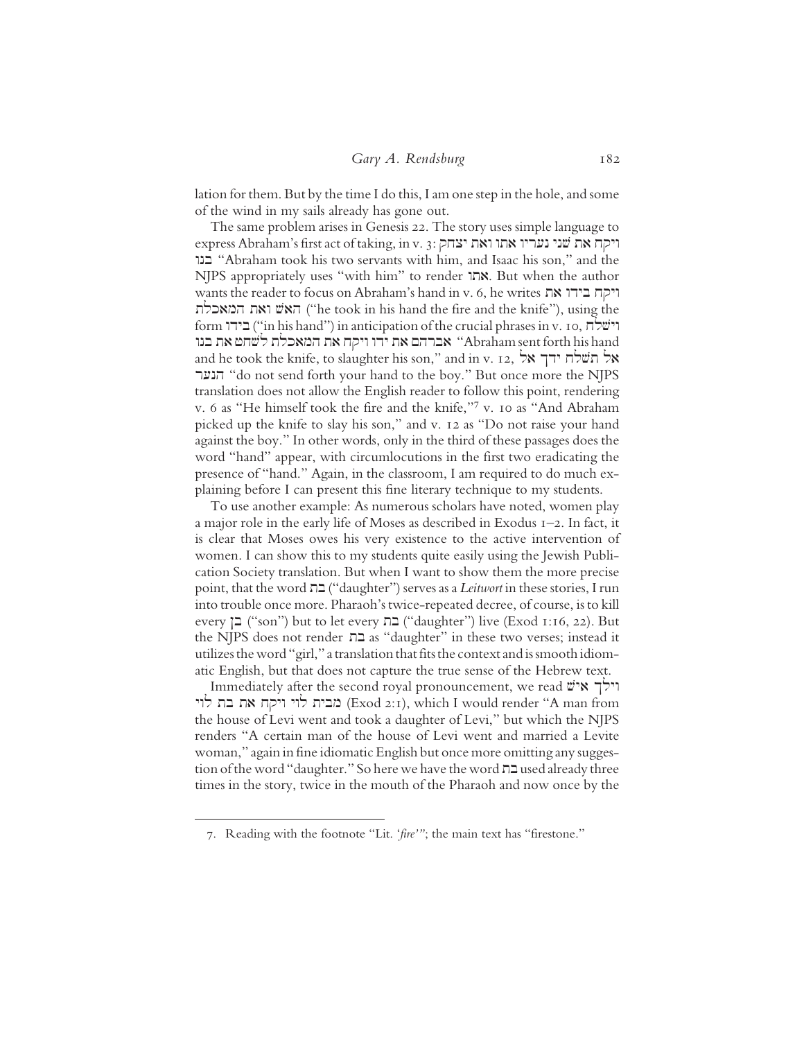lation for them. But by the time I do this, I am one step in the hole, and some of the wind in my sails already has gone out.

The same problem arises in Genesis 22. The story uses simple language to express Abraham's first act of taking, in v. 3: ויקח את שני נעריו אתו ואת יצחק בנו "Abraham took his two servants with him, and Isaac his son," and the NJPS appropriately uses "with him" to render אתו. But when the author wants the reader to focus on Abraham's hand in v. 6, he writes ויקח בידו את האש ואת המאכלת ("he took in his hand the fire and the knife"), using the form בידו ("in his hand") in anticipation of the crucial phrases in v. 10, וישלח אברהם את ידו ויקח את המאכלת לשחט את בנו "Abraham sent forth his hand and he took the knife, to slaughter his son," and in v. 12, אל תשלח ידך אל הנער "do not send forth your hand to the boy." But once more the NJPS translation does not allow the English reader to follow this point, rendering v. 6 as "He himself took the fire and the knife,"[7] v. 10 as "And Abraham picked up the knife to slay his son," and v. 12 as "Do not raise your hand against the boy." In other words, only in the third of these passages does the word "hand" appear, with circumlocutions in the first two eradicating the presence of "hand." Again, in the classroom, I am required to do much explaining before I can present this fine literary technique to my students.

To use another example: As numerous scholars have noted, women play a major role in the early life of Moses as described in Exodus 1–2. In fact, it is clear that Moses owes his very existence to the active intervention of women. I can show this to my students quite easily using the Jewish Publication Society translation. But when I want to show them the more precise point, that the word בת ("daughter") serves as a *Leitwort* in these stories, I run into trouble once more. Pharaoh's twice-repeated decree, of course, is to kill every בן ("son") but to let every בת ("daughter") live (Exod 1:16, 22). But the NJPS does not render בת as "daughter" in these two verses; instead it utilizes the word "girl," a translation that fits the context and is smooth idiomatic English, but that does not capture the true sense of the Hebrew text.

Immediately after the second royal pronouncement, we read וילך איש מבית לוי ויקח את בת לוי (Exod 2:1), which I would render "A man from the house of Levi went and took a daughter of Levi," but which the NJPS renders "A certain man of the house of Levi went and married a Levite woman," again in fine idiomatic English but once more omitting any suggestion of the word "daughter." So here we have the word בת used already three times in the story, twice in the mouth of the Pharaoh and now once by the

---

7. Reading with the footnote "Lit. '*fire*'"; the main text has "firestone."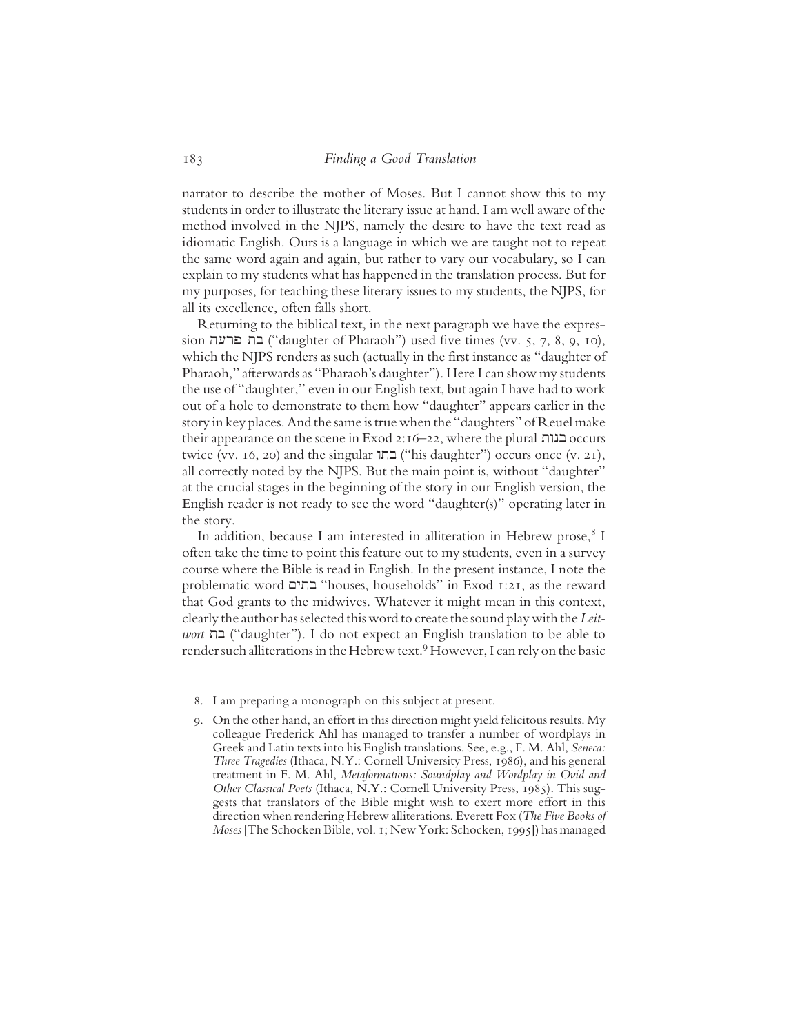narrator to describe the mother of Moses. But I cannot show this to my students in order to illustrate the literary issue at hand. I am well aware of the method involved in the NJPS, namely the desire to have the text read as idiomatic English. Ours is a language in which we are taught not to repeat the same word again and again, but rather to vary our vocabulary, so I can explain to my students what has happened in the translation process. But for my purposes, for teaching these literary issues to my students, the NJPS, for all its excellence, often falls short.

Returning to the biblical text, in the next paragraph we have the expression בת פרעה ("daughter of Pharaoh") used five times (vv. 5, 7, 8, 9, 10), which the NJPS renders as such (actually in the first instance as "daughter of Pharaoh," afterwards as "Pharaoh's daughter"). Here I can show my students the use of "daughter," even in our English text, but again I have had to work out of a hole to demonstrate to them how "daughter" appears earlier in the story in key places. And the same is true when the "daughters" of Reuel make their appearance on the scene in Exod 2:16–22, where the plural בנות occurs twice (vv. 16, 20) and the singular בתו ("his daughter") occurs once (v. 21), all correctly noted by the NJPS. But the main point is, without "daughter" at the crucial stages in the beginning of the story in our English version, the English reader is not ready to see the word "daughter(s)" operating later in the story.

In addition, because I am interested in alliteration in Hebrew prose,[8] I often take the time to point this feature out to my students, even in a survey course where the Bible is read in English. In the present instance, I note the problematic word בתים "houses, households" in Exod 1:21, as the reward that God grants to the midwives. Whatever it might mean in this context, clearly the author has selected this word to create the sound play with the *Leitwort* בת ("daughter"). I do not expect an English translation to be able to render such alliterations in the Hebrew text.[9] However, I can rely on the basic

8. I am preparing a monograph on this subject at present.

9. On the other hand, an effort in this direction might yield felicitous results. My colleague Frederick Ahl has managed to transfer a number of wordplays in Greek and Latin texts into his English translations. See, e.g., F. M. Ahl, *Seneca: Three Tragedies* (Ithaca, N.Y.: Cornell University Press, 1986), and his general treatment in F. M. Ahl, *Metaformations: Soundplay and Wordplay in Ovid and Other Classical Poets* (Ithaca, N.Y.: Cornell University Press, 1985). This suggests that translators of the Bible might wish to exert more effort in this direction when rendering Hebrew alliterations. Everett Fox (*The Five Books of Moses* [The Schocken Bible, vol. 1; New York: Schocken, 1995]) has managed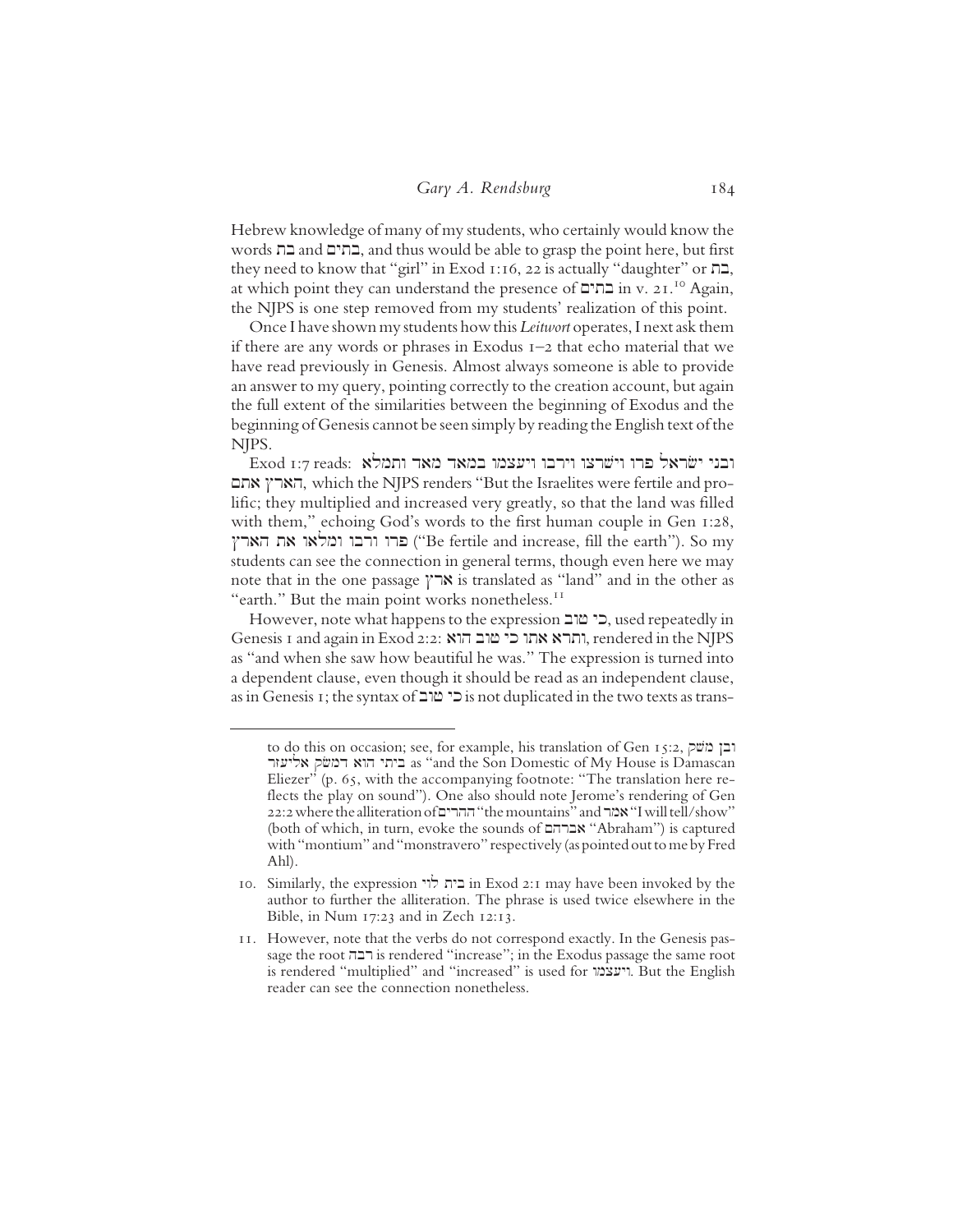Hebrew knowledge of many of my students, who certainly would know the words בת and בתים, and thus would be able to grasp the point here, but first they need to know that "girl" in Exod 1:16, 22 is actually "daughter" or בת, at which point they can understand the presence of בתים in v. 21.[10] Again, the NJPS is one step removed from my students' realization of this point.

Once I have shown my students how this *Leitwort* operates, I next ask them if there are any words or phrases in Exodus 1–2 that echo material that we have read previously in Genesis. Almost always someone is able to provide an answer to my query, pointing correctly to the creation account, but again the full extent of the similarities between the beginning of Exodus and the beginning of Genesis cannot be seen simply by reading the English text of the NJPS.

Exod 1:7 reads: ובני ישׂראל פרו וישרצו וירבו ויעצמו במאד מאד ותמלא הארץ אתם, which the NJPS renders "But the Israelites were fertile and prolific; they multiplied and increased very greatly, so that the land was filled with them," echoing God's words to the first human couple in Gen 1:28, פרו ורבו ומלאו את הארץ ("Be fertile and increase, fill the earth"). So my students can see the connection in general terms, though even here we may note that in the one passage ארץ is translated as "land" and in the other as "earth." But the main point works nonetheless.[11]

However, note what happens to the expression כי טוב, used repeatedly in Genesis 1 and again in Exod 2:2: ותרא אתו כי טוב הוא, rendered in the NJPS as "and when she saw how beautiful he was." The expression is turned into a dependent clause, even though it should be read as an independent clause, as in Genesis 1; the syntax of כי טוב is not duplicated in the two texts as trans-

---

to do this on occasion; see, for example, his translation of Gen 15:2, ובן משק ביתי הוא דמשק אליעזר as "and the Son Domestic of My House is Damascan Eliezer" (p. 65, with the accompanying footnote: "The translation here reflects the play on sound"). One also should note Jerome's rendering of Gen 22:2 where the alliteration of ההרים "the mountains" and אמר "I will tell/show" (both of which, in turn, evoke the sounds of אברהם "Abraham") is captured with "montium" and "monstravero" respectively (as pointed out to me by Fred Ahl).

10. Similarly, the expression בית לוי in Exod 2:1 may have been invoked by the author to further the alliteration. The phrase is used twice elsewhere in the Bible, in Num 17:23 and in Zech 12:13.

11. However, note that the verbs do not correspond exactly. In the Genesis passage the root רבה is rendered "increase"; in the Exodus passage the same root is rendered "multiplied" and "increased" is used for ויעצמו. But the English reader can see the connection nonetheless.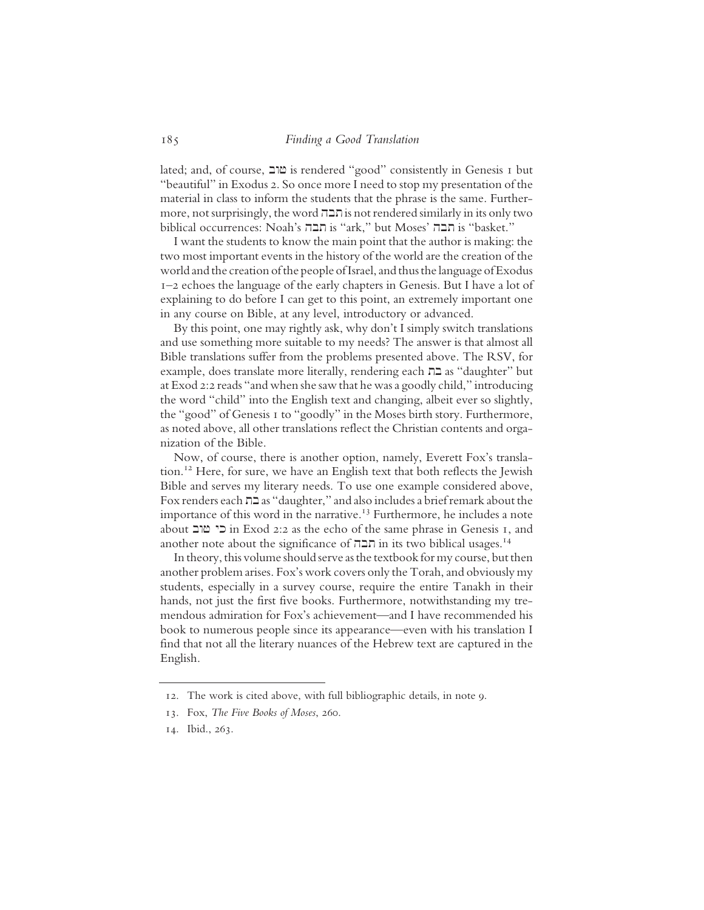lated; and, of course, טוב is rendered "good" consistently in Genesis 1 but "beautiful" in Exodus 2. So once more I need to stop my presentation of the material in class to inform the students that the phrase is the same. Furthermore, not surprisingly, the word תבה is not rendered similarly in its only two biblical occurrences: Noah's תבה is "ark," but Moses' תבה is "basket."

I want the students to know the main point that the author is making: the two most important events in the history of the world are the creation of the world and the creation of the people of Israel, and thus the language of Exodus 1–2 echoes the language of the early chapters in Genesis. But I have a lot of explaining to do before I can get to this point, an extremely important one in any course on Bible, at any level, introductory or advanced.

By this point, one may rightly ask, why don't I simply switch translations and use something more suitable to my needs? The answer is that almost all Bible translations suffer from the problems presented above. The RSV, for example, does translate more literally, rendering each בת as "daughter" but at Exod 2:2 reads "and when she saw that he was a goodly child," introducing the word "child" into the English text and changing, albeit ever so slightly, the "good" of Genesis 1 to "goodly" in the Moses birth story. Furthermore, as noted above, all other translations reflect the Christian contents and organization of the Bible.

Now, of course, there is another option, namely, Everett Fox's translation.[12] Here, for sure, we have an English text that both reflects the Jewish Bible and serves my literary needs. To use one example considered above, Fox renders each בת as "daughter," and also includes a brief remark about the importance of this word in the narrative.[13] Furthermore, he includes a note about כי טוב in Exod 2:2 as the echo of the same phrase in Genesis 1, and another note about the significance of תבה in its two biblical usages.[14]

In theory, this volume should serve as the textbook for my course, but then another problem arises. Fox's work covers only the Torah, and obviously my students, especially in a survey course, require the entire Tanakh in their hands, not just the first five books. Furthermore, notwithstanding my tremendous admiration for Fox's achievement—and I have recommended his book to numerous people since its appearance—even with his translation I find that not all the literary nuances of the Hebrew text are captured in the English.

---

12. The work is cited above, with full bibliographic details, in note 9.

13. Fox, *The Five Books of Moses*, 260.

14. Ibid., 263.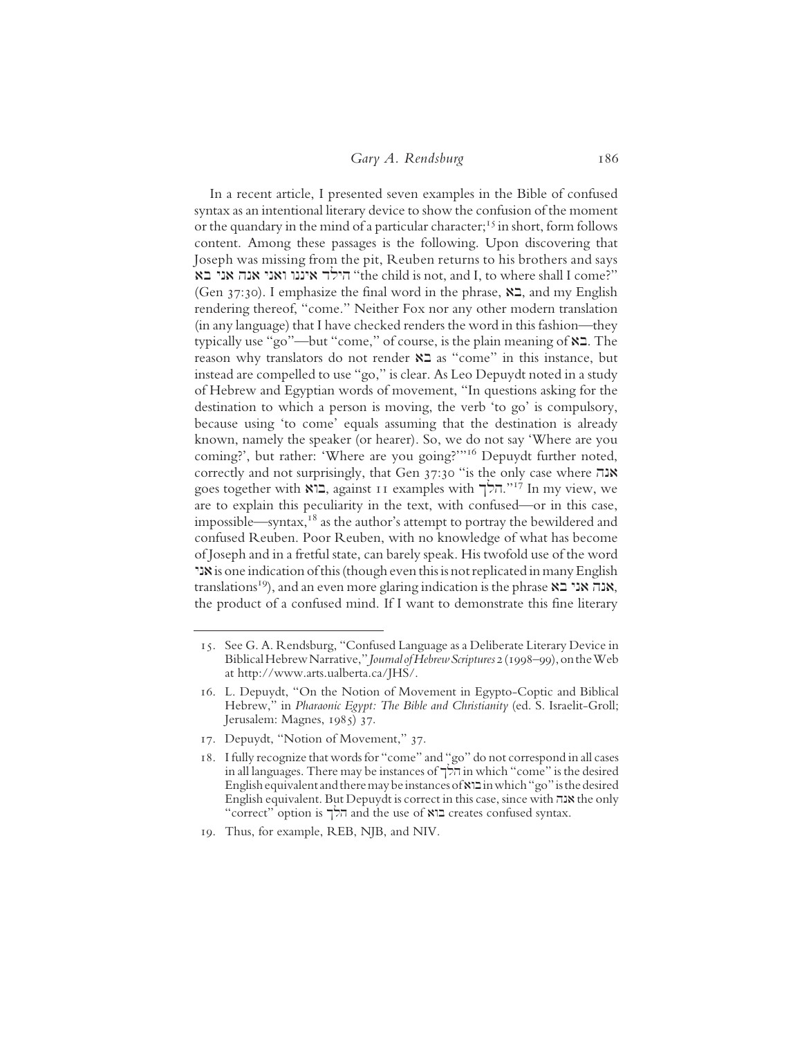In a recent article, I presented seven examples in the Bible of confused syntax as an intentional literary device to show the confusion of the moment or the quandary in the mind of a particular character;[15] in short, form follows content. Among these passages is the following. Upon discovering that Joseph was missing from the pit, Reuben returns to his brothers and says הילד איננו ואני אנה אני בא "the child is not, and I, to where shall I come?" (Gen 37:30). I emphasize the final word in the phrase, בא, and my English rendering thereof, "come." Neither Fox nor any other modern translation (in any language) that I have checked renders the word in this fashion—they typically use "go"—but "come," of course, is the plain meaning of בא. The reason why translators do not render בא as "come" in this instance, but instead are compelled to use "go," is clear. As Leo Depuydt noted in a study of Hebrew and Egyptian words of movement, "In questions asking for the destination to which a person is moving, the verb 'to go' is compulsory, because using 'to come' equals assuming that the destination is already known, namely the speaker (or hearer). So, we do not say 'Where are you coming?', but rather: 'Where are you going?'"[16] Depuydt further noted, correctly and not surprisingly, that Gen 37:30 "is the only case where אנה goes together with בוא, against 11 examples with הלך."[17] In my view, we are to explain this peculiarity in the text, with confused—or in this case, impossible—syntax,[18] as the author's attempt to portray the bewildered and confused Reuben. Poor Reuben, with no knowledge of what has become of Joseph and in a fretful state, can barely speak. His twofold use of the word אני is one indication of this (though even this is not replicated in many English translations[19]), and an even more glaring indication is the phrase אנה אני בא, the product of a confused mind. If I want to demonstrate this fine literary

---

15. See G. A. Rendsburg, "Confused Language as a Deliberate Literary Device in Biblical Hebrew Narrative," *Journal of Hebrew Scriptures* 2 (1998–99), on the Web at http://www.arts.ualberta.ca/JHS/.

16. L. Depuydt, "On the Notion of Movement in Egypto-Coptic and Biblical Hebrew," in *Pharaonic Egypt: The Bible and Christianity* (ed. S. Israelit-Groll; Jerusalem: Magnes, 1985) 37.

17. Depuydt, "Notion of Movement," 37.

18. I fully recognize that words for "come" and "go" do not correspond in all cases in all languages. There may be instances of הלך in which "come" is the desired English equivalent and there may be instances of בוא in which "go" is the desired English equivalent. But Depuydt is correct in this case, since with אנה the only "correct" option is הלך and the use of בוא creates confused syntax.

19. Thus, for example, REB, NJB, and NIV.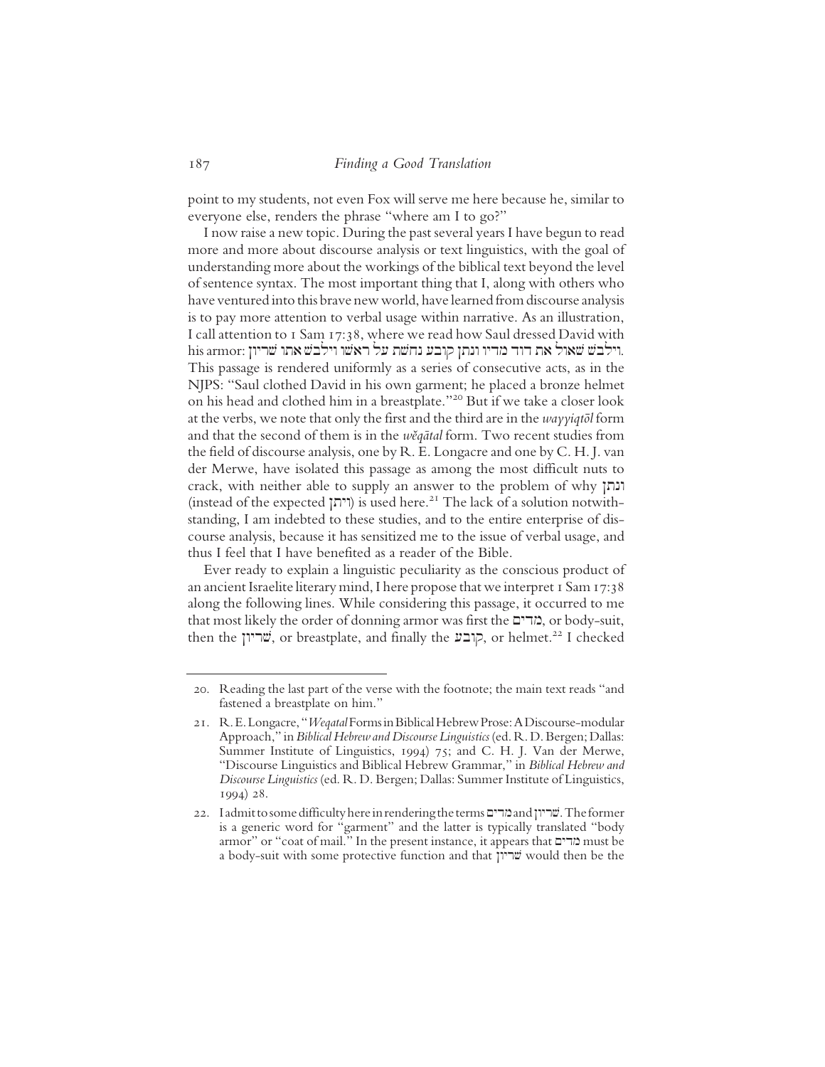point to my students, not even Fox will serve me here because he, similar to everyone else, renders the phrase "where am I to go?"

I now raise a new topic. During the past several years I have begun to read more and more about discourse analysis or text linguistics, with the goal of understanding more about the workings of the biblical text beyond the level of sentence syntax. The most important thing that I, along with others who have ventured into this brave new world, have learned from discourse analysis is to pay more attention to verbal usage within narrative. As an illustration, I call attention to 1 Sam 17:38, where we read how Saul dressed David with his armor: וילבשׁ שׁאול את דוד מדיו ונתן קובע נחשׁת על ראשׁו וילבשׁ אתו שׁריון. This passage is rendered uniformly as a series of consecutive acts, as in the NJPS: "Saul clothed David in his own garment; he placed a bronze helmet on his head and clothed him in a breastplate."[20] But if we take a closer look at the verbs, we note that only the first and the third are in the *wayyiqtōl* form and that the second of them is in the *wĕqātal* form. Two recent studies from the field of discourse analysis, one by R. E. Longacre and one by C. H. J. van der Merwe, have isolated this passage as among the most difficult nuts to crack, with neither able to supply an answer to the problem of why ונתן (instead of the expected ויתן) is used here.[21] The lack of a solution notwithstanding, I am indebted to these studies, and to the entire enterprise of discourse analysis, because it has sensitized me to the issue of verbal usage, and thus I feel that I have benefited as a reader of the Bible.

Ever ready to explain a linguistic peculiarity as the conscious product of an ancient Israelite literary mind, I here propose that we interpret 1 Sam 17:38 along the following lines. While considering this passage, it occurred to me that most likely the order of donning armor was first the מדים, or body-suit, then the שׁריון, or breastplate, and finally the קובע, or helmet.[22] I checked

---

20. Reading the last part of the verse with the footnote; the main text reads "and fastened a breastplate on him."

21. R. E. Longacre, "*Weqatal* Forms in Biblical Hebrew Prose: A Discourse-modular Approach," in *Biblical Hebrew and Discourse Linguistics* (ed. R. D. Bergen; Dallas: Summer Institute of Linguistics, 1994) 75; and C. H. J. Van der Merwe, "Discourse Linguistics and Biblical Hebrew Grammar," in *Biblical Hebrew and Discourse Linguistics* (ed. R. D. Bergen; Dallas: Summer Institute of Linguistics, 1994) 28.

22. I admit to some difficulty here in rendering the terms מדים and שׁריון. The former is a generic word for "garment" and the latter is typically translated "body armor" or "coat of mail." In the present instance, it appears that מדים must be a body-suit with some protective function and that שׁריון would then be the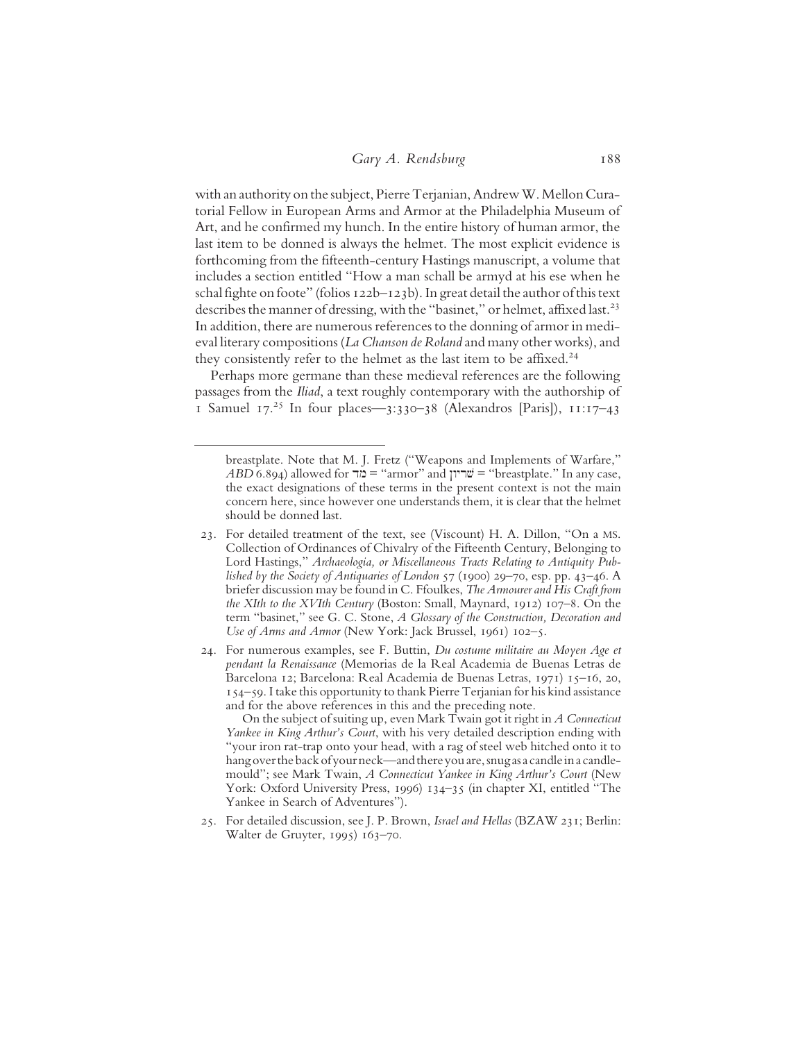with an authority on the subject, Pierre Terjanian, Andrew W. Mellon Curatorial Fellow in European Arms and Armor at the Philadelphia Museum of Art, and he confirmed my hunch. In the entire history of human armor, the last item to be donned is always the helmet. The most explicit evidence is forthcoming from the fifteenth-century Hastings manuscript, a volume that includes a section entitled "How a man schall be armyd at his ese when he schal fighte on foote" (folios 122b–123b). In great detail the author of this text describes the manner of dressing, with the "basinet," or helmet, affixed last.[23] In addition, there are numerous references to the donning of armor in medieval literary compositions (*La Chanson de Roland* and many other works), and they consistently refer to the helmet as the last item to be affixed.[24]

Perhaps more germane than these medieval references are the following passages from the *Iliad*, a text roughly contemporary with the authorship of 1 Samuel 17.[25] In four places—3:330–38 (Alexandros [Paris]), 11:17–43

---

breastplate. Note that M. J. Fretz ("Weapons and Implements of Warfare," *ABD* 6.894) allowed for מַד = "armor" and שִׁרְיוֹן = "breastplate." In any case, the exact designations of these terms in the present context is not the main concern here, since however one understands them, it is clear that the helmet should be donned last.

23. For detailed treatment of the text, see (Viscount) H. A. Dillon, "On a MS. Collection of Ordinances of Chivalry of the Fifteenth Century, Belonging to Lord Hastings," *Archaeologia, or Miscellaneous Tracts Relating to Antiquity Published by the Society of Antiquaries of London* 57 (1900) 29–70, esp. pp. 43–46. A briefer discussion may be found in C. Ffoulkes, *The Armourer and His Craft from the XIth to the XVIth Century* (Boston: Small, Maynard, 1912) 107–8. On the term "basinet," see G. C. Stone, *A Glossary of the Construction, Decoration and Use of Arms and Armor* (New York: Jack Brussel, 1961) 102–5.

24. For numerous examples, see F. Buttin, *Du costume militaire au Moyen Age et pendant la Renaissance* (Memorias de la Real Academia de Buenas Letras de Barcelona 12; Barcelona: Real Academia de Buenas Letras, 1971) 15–16, 20, 154–59. I take this opportunity to thank Pierre Terjanian for his kind assistance and for the above references in this and the preceding note.

    On the subject of suiting up, even Mark Twain got it right in *A Connecticut Yankee in King Arthur's Court*, with his very detailed description ending with "your iron rat-trap onto your head, with a rag of steel web hitched onto it to hang over the back of your neck—and there you are, snug as a candle in a candle-mould"; see Mark Twain, *A Connecticut Yankee in King Arthur's Court* (New York: Oxford University Press, 1996) 134–35 (in chapter XI, entitled "The Yankee in Search of Adventures").

25. For detailed discussion, see J. P. Brown, *Israel and Hellas* (BZAW 231; Berlin: Walter de Gruyter, 1995) 163–70.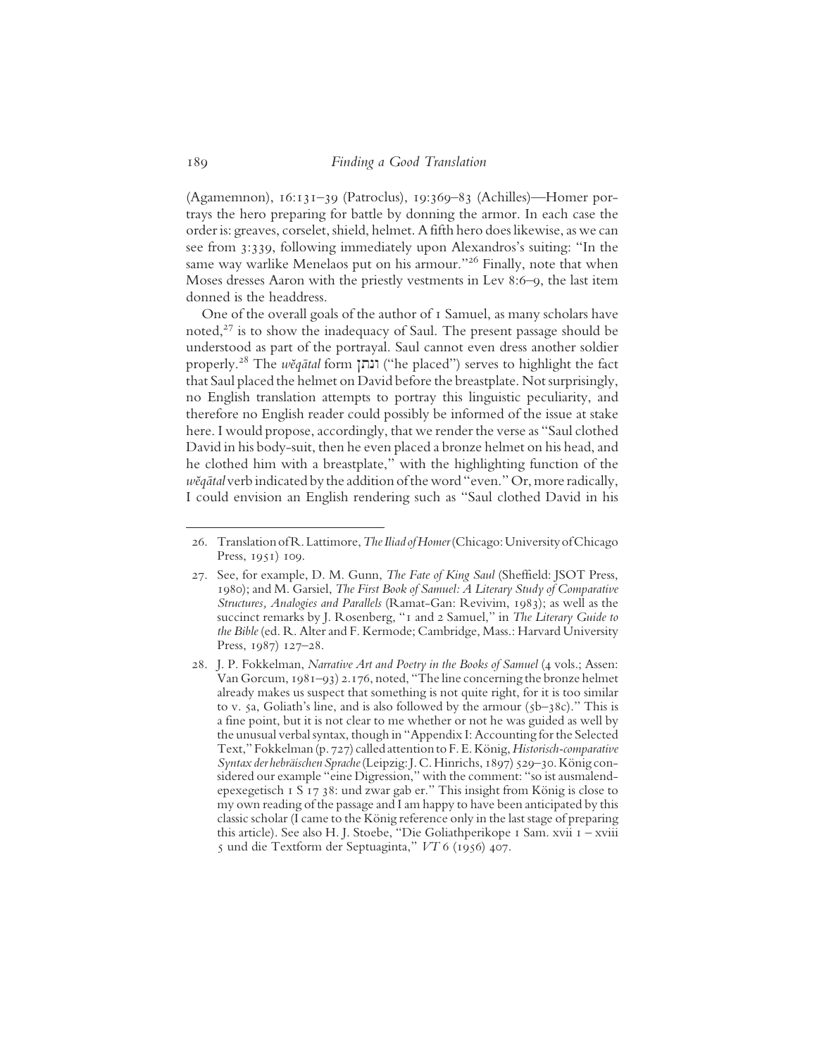(Agamemnon), 16:131–39 (Patroclus), 19:369–83 (Achilles)—Homer portrays the hero preparing for battle by donning the armor. In each case the order is: greaves, corselet, shield, helmet. A fifth hero does likewise, as we can see from 3:339, following immediately upon Alexandros's suiting: "In the same way warlike Menelaos put on his armour."[26] Finally, note that when Moses dresses Aaron with the priestly vestments in Lev 8:6–9, the last item donned is the headdress.

One of the overall goals of the author of 1 Samuel, as many scholars have noted,[27] is to show the inadequacy of Saul. The present passage should be understood as part of the portrayal. Saul cannot even dress another soldier properly.[28] The *wĕqātal* form ונתן ("he placed") serves to highlight the fact that Saul placed the helmet on David before the breastplate. Not surprisingly, no English translation attempts to portray this linguistic peculiarity, and therefore no English reader could possibly be informed of the issue at stake here. I would propose, accordingly, that we render the verse as "Saul clothed David in his body-suit, then he even placed a bronze helmet on his head, and he clothed him with a breastplate," with the highlighting function of the *wĕqātal* verb indicated by the addition of the word "even." Or, more radically, I could envision an English rendering such as "Saul clothed David in his

---

26. Translation of R. Lattimore, *The Iliad of Homer* (Chicago: University of Chicago Press, 1951) 109.

27. See, for example, D. M. Gunn, *The Fate of King Saul* (Sheffield: JSOT Press, 1980); and M. Garsiel, *The First Book of Samuel: A Literary Study of Comparative Structures, Analogies and Parallels* (Ramat-Gan: Revivim, 1983); as well as the succinct remarks by J. Rosenberg, "1 and 2 Samuel," in *The Literary Guide to the Bible* (ed. R. Alter and F. Kermode; Cambridge, Mass.: Harvard University Press, 1987) 127–28.

28. J. P. Fokkelman, *Narrative Art and Poetry in the Books of Samuel* (4 vols.; Assen: Van Gorcum, 1981–93) 2.176, noted, "The line concerning the bronze helmet already makes us suspect that something is not quite right, for it is too similar to v. 5a, Goliath's line, and is also followed by the armour (5b–38c)." This is a fine point, but it is not clear to me whether or not he was guided as well by the unusual verbal syntax, though in "Appendix I: Accounting for the Selected Text," Fokkelman (p. 727) called attention to F. E. König, *Historisch-comparative Syntax der hebräischen Sprache* (Leipzig: J. C. Hinrichs, 1897) 529–30. König considered our example "eine Digression," with the comment: "so ist ausmalend-epexegetisch 1 S 17 38: und zwar gab er." This insight from König is close to my own reading of the passage and I am happy to have been anticipated by this classic scholar (I came to the König reference only in the last stage of preparing this article). See also H. J. Stoebe, "Die Goliathperikope 1 Sam. xvii 1 – xviii 5 und die Textform der Septuaginta," *VT* 6 (1956) 407.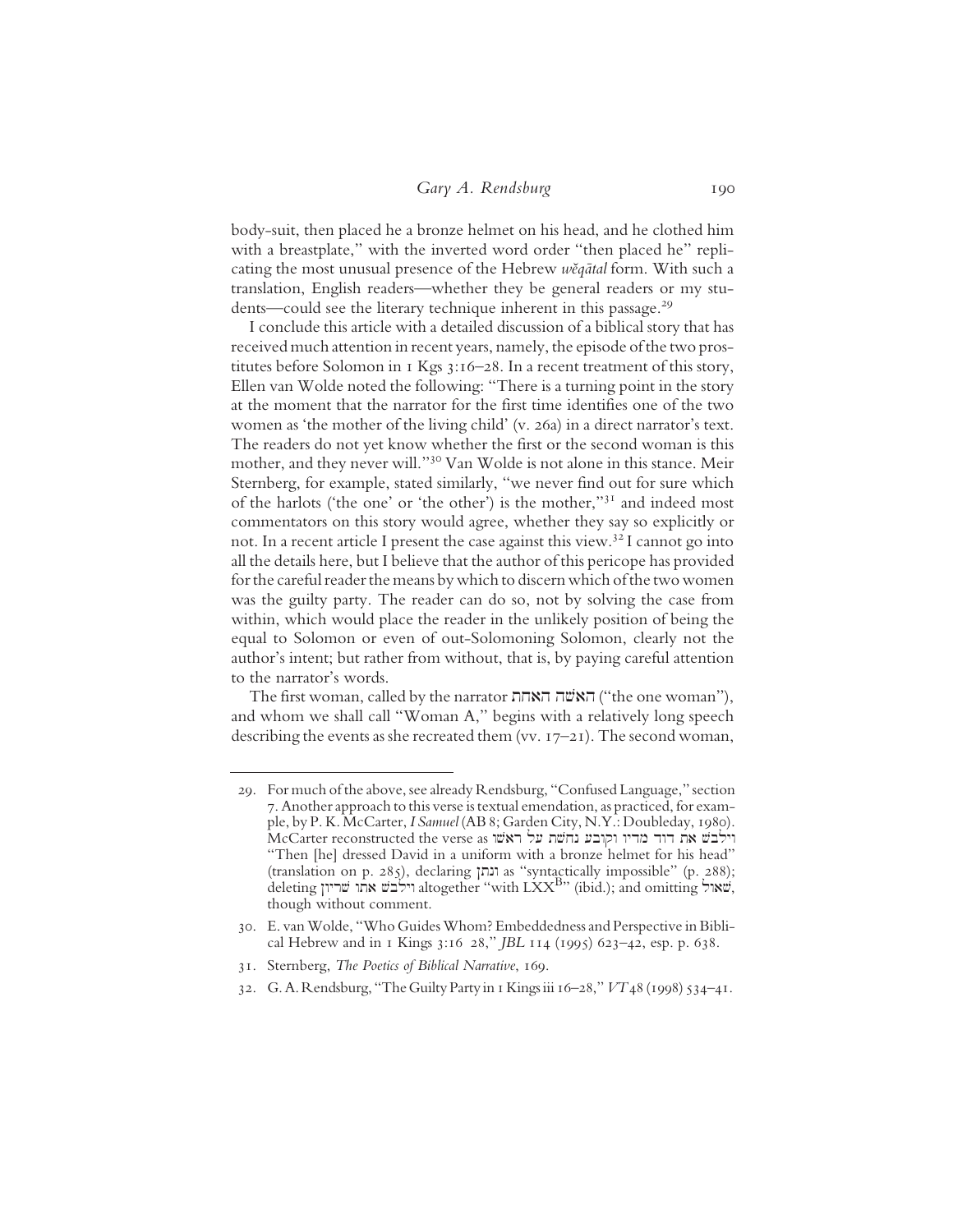body-suit, then placed he a bronze helmet on his head, and he clothed him with a breastplate," with the inverted word order "then placed he" replicating the most unusual presence of the Hebrew *wĕqātal* form. With such a translation, English readers—whether they be general readers or my students—could see the literary technique inherent in this passage.[29]

I conclude this article with a detailed discussion of a biblical story that has received much attention in recent years, namely, the episode of the two prostitutes before Solomon in 1 Kgs 3:16–28. In a recent treatment of this story, Ellen van Wolde noted the following: "There is a turning point in the story at the moment that the narrator for the first time identifies one of the two women as 'the mother of the living child' (v. 26a) in a direct narrator's text. The readers do not yet know whether the first or the second woman is this mother, and they never will."[30] Van Wolde is not alone in this stance. Meir Sternberg, for example, stated similarly, "we never find out for sure which of the harlots ('the one' or 'the other') is the mother,"[31] and indeed most commentators on this story would agree, whether they say so explicitly or not. In a recent article I present the case against this view.[32] I cannot go into all the details here, but I believe that the author of this pericope has provided for the careful reader the means by which to discern which of the two women was the guilty party. The reader can do so, not by solving the case from within, which would place the reader in the unlikely position of being the equal to Solomon or even of out-Solomoning Solomon, clearly not the author's intent; but rather from without, that is, by paying careful attention to the narrator's words.

The first woman, called by the narrator האשה האחת ("the one woman"), and whom we shall call "Woman A," begins with a relatively long speech describing the events as she recreated them (vv. 17–21). The second woman,

---

29. For much of the above, see already Rendsburg, "Confused Language," section 7. Another approach to this verse is textual emendation, as practiced, for example, by P. K. McCarter, *I Samuel* (AB 8; Garden City, N.Y.: Doubleday, 1980). McCarter reconstructed the verse as וילבש את דוד מדיו וקובע נחשת על ראשו "Then [he] dressed David in a uniform with a bronze helmet for his head" (translation on p. 285), declaring ונתן as "syntactically impossible" (p. 288); deleting וילבש אתו שריון altogether "with LXX$^{B}$" (ibid.); and omitting שאול, though without comment.

30. E. van Wolde, "Who Guides Whom? Embeddedness and Perspective in Biblical Hebrew and in 1 Kings 3:16 28," *JBL* 114 (1995) 623–42, esp. p. 638.

31. Sternberg, *The Poetics of Biblical Narrative*, 169.

32. G. A. Rendsburg, "The Guilty Party in 1 Kings iii 16–28," *VT* 48 (1998) 534–41.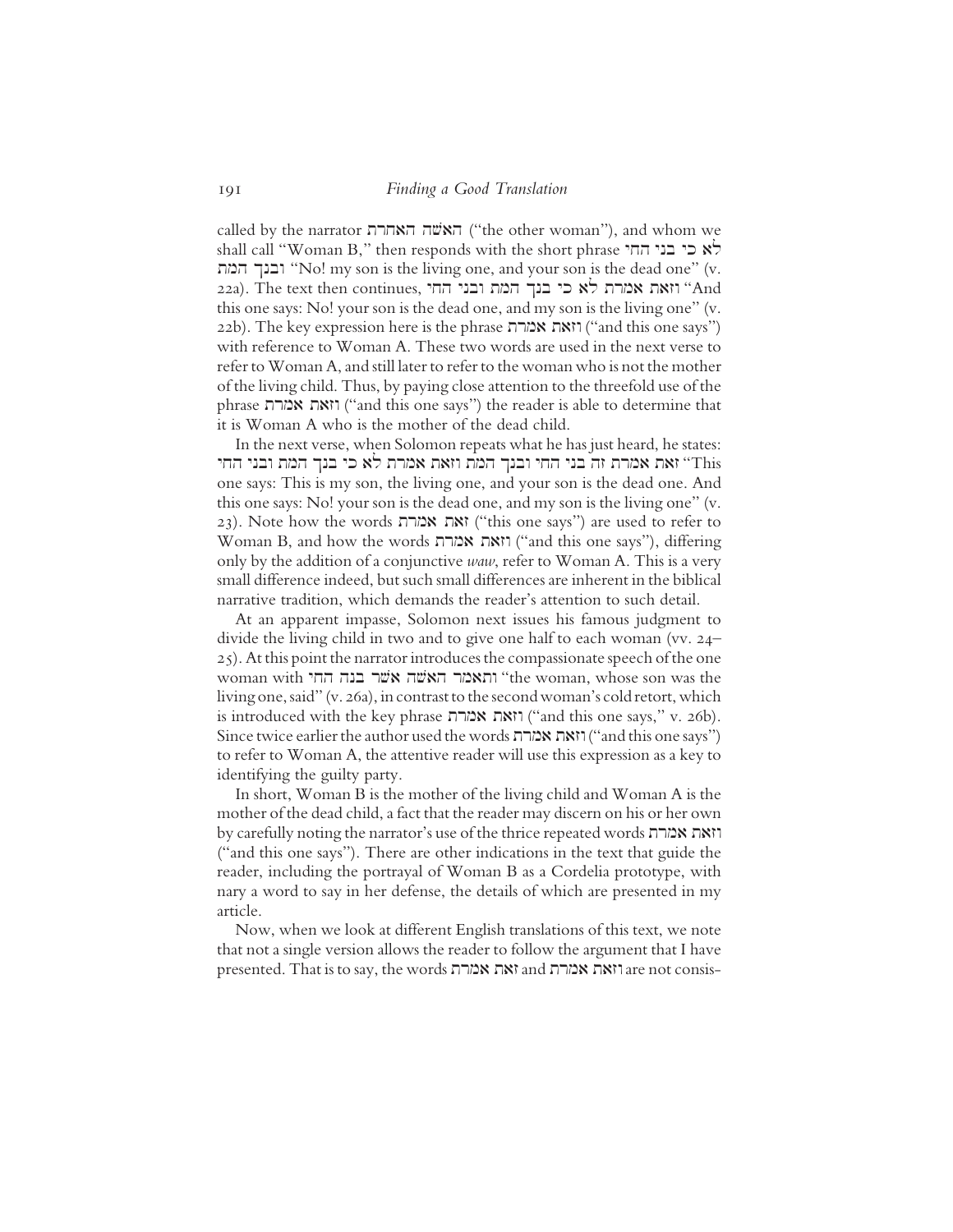called by the narrator האשה האחרת ("the other woman"), and whom we shall call "Woman B," then responds with the short phrase לא כי בני החי ובנך המת "No! my son is the living one, and your son is the dead one" (v. 22a). The text then continues, וזאת אמרת לא כי בנך המת ובני החי "And this one says: No! your son is the dead one, and my son is the living one" (v. 22b). The key expression here is the phrase וזאת אמרת ("and this one says") with reference to Woman A. These two words are used in the next verse to refer to Woman A, and still later to refer to the woman who is not the mother of the living child. Thus, by paying close attention to the threefold use of the phrase וזאת אמרת ("and this one says") the reader is able to determine that it is Woman A who is the mother of the dead child.

In the next verse, when Solomon repeats what he has just heard, he states: זאת אמרת זה בני החי ובנך המת וזאת אמרת לא כי בנך המת ובני החי "This one says: This is my son, the living one, and your son is the dead one. And this one says: No! your son is the dead one, and my son is the living one" (v. 23). Note how the words זאת אמרת ("this one says") are used to refer to Woman B, and how the words וזאת אמרת ("and this one says"), differing only by the addition of a conjunctive *waw*, refer to Woman A. This is a very small difference indeed, but such small differences are inherent in the biblical narrative tradition, which demands the reader's attention to such detail.

At an apparent impasse, Solomon next issues his famous judgment to divide the living child in two and to give one half to each woman (vv. 24–25). At this point the narrator introduces the compassionate speech of the one woman with ותאמר האשה אשר בנה החי "the woman, whose son was the living one, said" (v. 26a), in contrast to the second woman's cold retort, which is introduced with the key phrase וזאת אמרת ("and this one says," v. 26b). Since twice earlier the author used the words וזאת אמרת ("and this one says") to refer to Woman A, the attentive reader will use this expression as a key to identifying the guilty party.

In short, Woman B is the mother of the living child and Woman A is the mother of the dead child, a fact that the reader may discern on his or her own by carefully noting the narrator's use of the thrice repeated words וזאת אמרת ("and this one says"). There are other indications in the text that guide the reader, including the portrayal of Woman B as a Cordelia prototype, with nary a word to say in her defense, the details of which are presented in my article.

Now, when we look at different English translations of this text, we note that not a single version allows the reader to follow the argument that I have presented. That is to say, the words זאת אמרת and וזאת אמרת are not consis-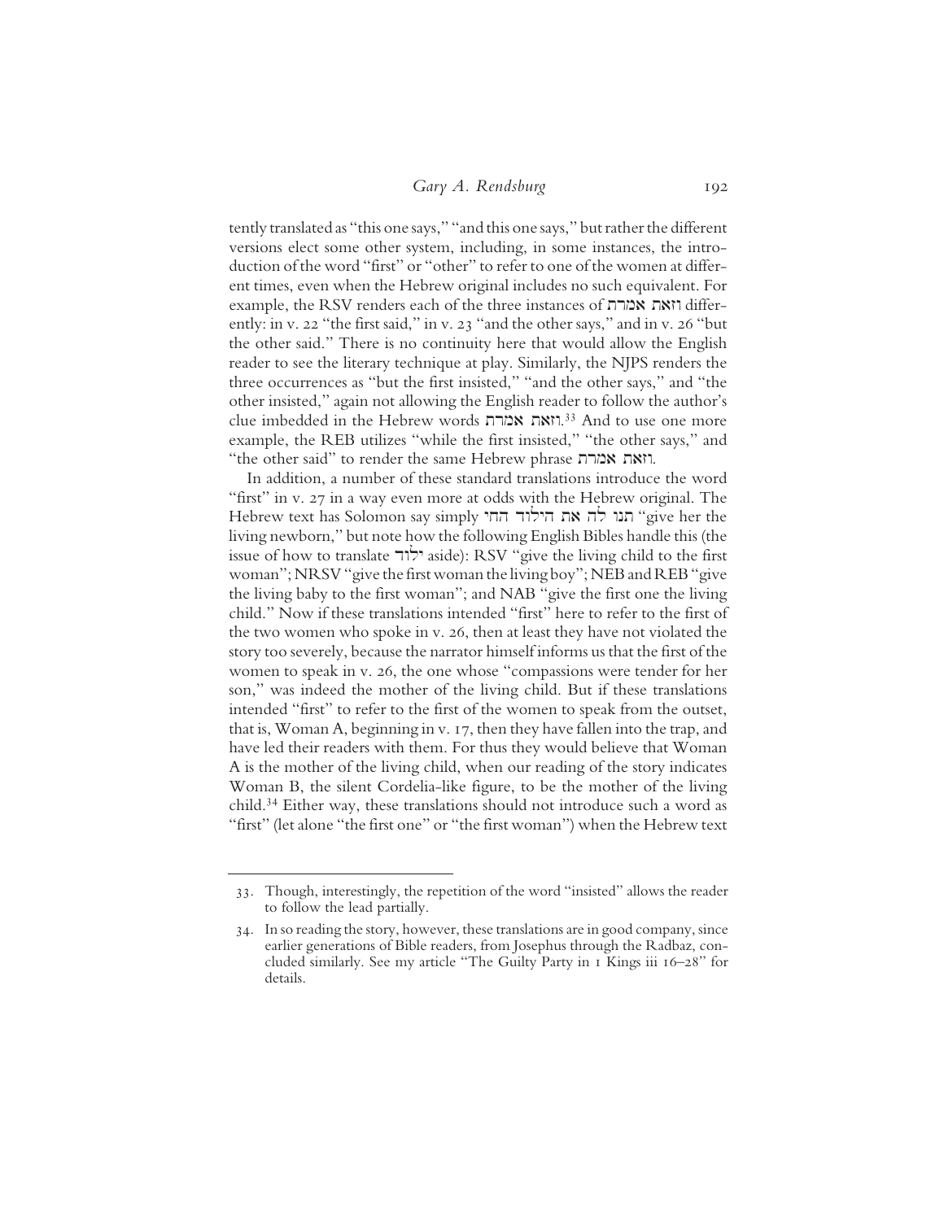tently translated as "this one says," "and this one says," but rather the different versions elect some other system, including, in some instances, the introduction of the word "first" or "other" to refer to one of the women at different times, even when the Hebrew original includes no such equivalent. For example, the RSV renders each of the three instances of וזאת אמרת differently: in v. 22 "the first said," in v. 23 "and the other says," and in v. 26 "but the other said." There is no continuity here that would allow the English reader to see the literary technique at play. Similarly, the NJPS renders the three occurrences as "but the first insisted," "and the other says," and "the other insisted," again not allowing the English reader to follow the author's clue imbedded in the Hebrew words וזאת אמרת.[33] And to use one more example, the REB utilizes "while the first insisted," "the other says," and "the other said" to render the same Hebrew phrase וזאת אמרת.

In addition, a number of these standard translations introduce the word "first" in v. 27 in a way even more at odds with the Hebrew original. The Hebrew text has Solomon say simply תנו לה את הילוד החי "give her the living newborn," but note how the following English Bibles handle this (the issue of how to translate ילוד aside): RSV "give the living child to the first woman"; NRSV "give the first woman the living boy"; NEB and REB "give the living baby to the first woman"; and NAB "give the first one the living child." Now if these translations intended "first" here to refer to the first of the two women who spoke in v. 26, then at least they have not violated the story too severely, because the narrator himself informs us that the first of the women to speak in v. 26, the one whose "compassions were tender for her son," was indeed the mother of the living child. But if these translations intended "first" to refer to the first of the women to speak from the outset, that is, Woman A, beginning in v. 17, then they have fallen into the trap, and have led their readers with them. For thus they would believe that Woman A is the mother of the living child, when our reading of the story indicates Woman B, the silent Cordelia-like figure, to be the mother of the living child.[34] Either way, these translations should not introduce such a word as "first" (let alone "the first one" or "the first woman") when the Hebrew text

---

33. Though, interestingly, the repetition of the word "insisted" allows the reader to follow the lead partially.

34. In so reading the story, however, these translations are in good company, since earlier generations of Bible readers, from Josephus through the Radbaz, concluded similarly. See my article "The Guilty Party in 1 Kings iii 16–28" for details.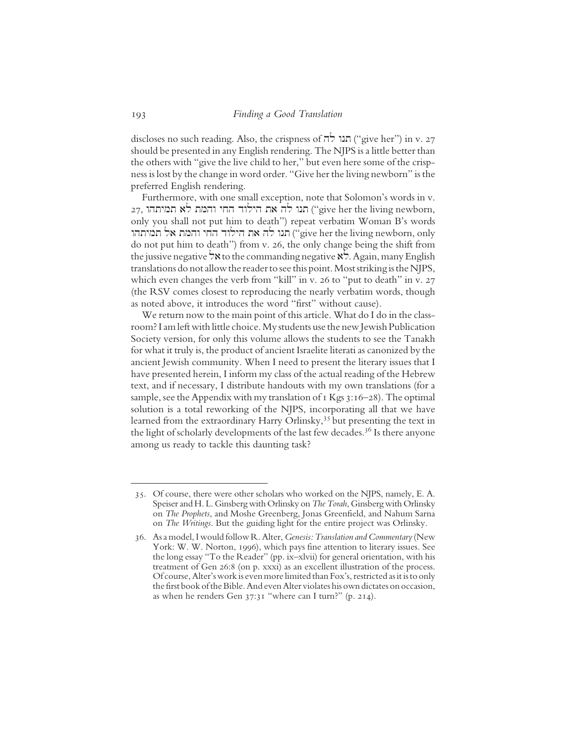discloses no such reading. Also, the crispness of תנו לה ("give her") in v. 27 should be presented in any English rendering. The NJPS is a little better than the others with "give the live child to her," but even here some of the crispness is lost by the change in word order. "Give her the living newborn" is the preferred English rendering.

Furthermore, with one small exception, note that Solomon's words in v. 27, תנו לה את הילוד החי והמת לא תמיתהו ("give her the living newborn, only you shall not put him to death") repeat verbatim Woman B's words תנו לה את הילוד החי והמת אל תמיתהו ("give her the living newborn, only do not put him to death") from v. 26, the only change being the shift from the jussive negative אל to the commanding negative לא. Again, many English translations do not allow the reader to see this point. Most striking is the NJPS, which even changes the verb from "kill" in v. 26 to "put to death" in v. 27 (the RSV comes closest to reproducing the nearly verbatim words, though as noted above, it introduces the word "first" without cause).

We return now to the main point of this article. What do I do in the classroom? I am left with little choice. My students use the new Jewish Publication Society version, for only this volume allows the students to see the Tanakh for what it truly is, the product of ancient Israelite literati as canonized by the ancient Jewish community. When I need to present the literary issues that I have presented herein, I inform my class of the actual reading of the Hebrew text, and if necessary, I distribute handouts with my own translations (for a sample, see the Appendix with my translation of 1 Kgs 3:16–28). The optimal solution is a total reworking of the NJPS, incorporating all that we have learned from the extraordinary Harry Orlinsky,[35] but presenting the text in the light of scholarly developments of the last few decades.[36] Is there anyone among us ready to tackle this daunting task?

---

35. Of course, there were other scholars who worked on the NJPS, namely, E. A. Speiser and H. L. Ginsberg with Orlinsky on *The Torah*, Ginsberg with Orlinsky on *The Prophets*, and Moshe Greenberg, Jonas Greenfield, and Nahum Sarna on *The Writings*. But the guiding light for the entire project was Orlinsky.

36. As a model, I would follow R. Alter, *Genesis: Translation and Commentary* (New York: W. W. Norton, 1996), which pays fine attention to literary issues. See the long essay "To the Reader" (pp. ix–xlvii) for general orientation, with his treatment of Gen 26:8 (on p. xxxi) as an excellent illustration of the process. Of course, Alter's work is even more limited than Fox's, restricted as it is to only the first book of the Bible. And even Alter violates his own dictates on occasion, as when he renders Gen 37:31 "where can I turn?" (p. 214).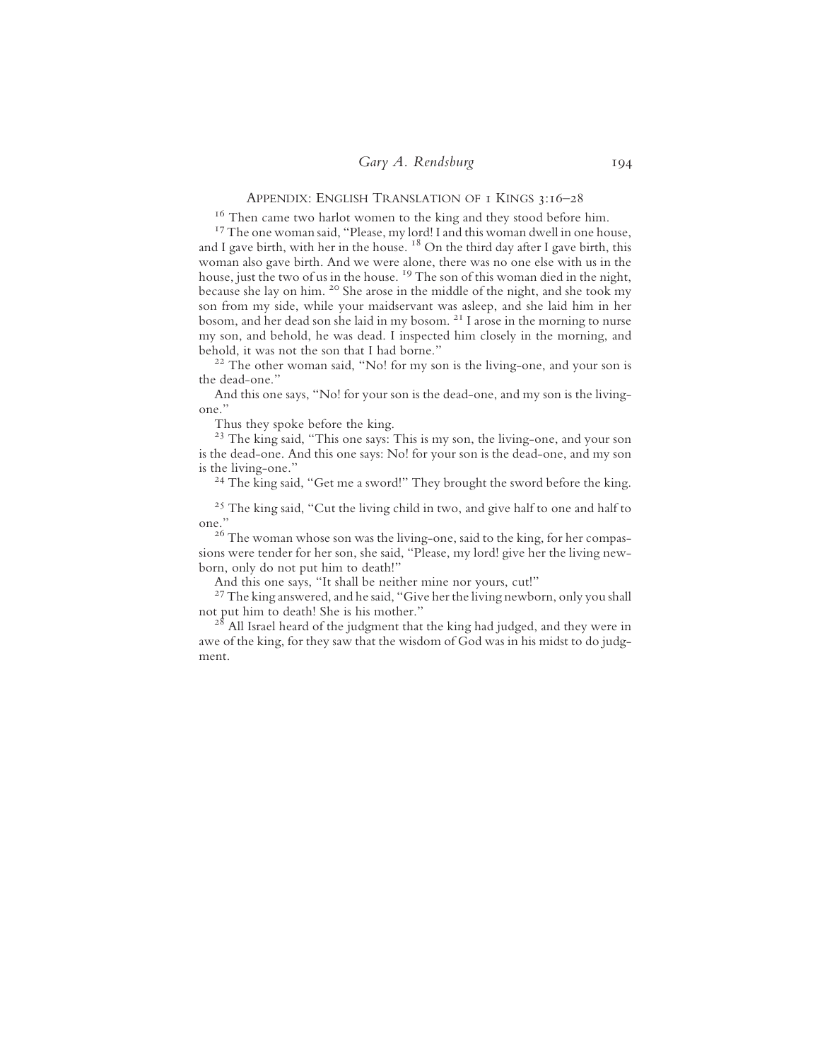## Appendix: English Translation of 1 Kings 3:16–28

[16] Then came two harlot women to the king and they stood before him.

[17] The one woman said, "Please, my lord! I and this woman dwell in one house, and I gave birth, with her in the house. [18] On the third day after I gave birth, this woman also gave birth. And we were alone, there was no one else with us in the house, just the two of us in the house. [19] The son of this woman died in the night, because she lay on him. [20] She arose in the middle of the night, and she took my son from my side, while your maidservant was asleep, and she laid him in her bosom, and her dead son she laid in my bosom. [21] I arose in the morning to nurse my son, and behold, he was dead. I inspected him closely in the morning, and behold, it was not the son that I had borne."

[22] The other woman said, "No! for my son is the living-one, and your son is the dead-one."

And this one says, "No! for your son is the dead-one, and my son is the living-one."

Thus they spoke before the king.

[23] The king said, "This one says: This is my son, the living-one, and your son is the dead-one. And this one says: No! for your son is the dead-one, and my son is the living-one."

[24] The king said, "Get me a sword!" They brought the sword before the king.

[25] The king said, "Cut the living child in two, and give half to one and half to one."

[26] The woman whose son was the living-one, said to the king, for her compassions were tender for her son, she said, "Please, my lord! give her the living newborn, only do not put him to death!"

And this one says, "It shall be neither mine nor yours, cut!"

[27] The king answered, and he said, "Give her the living newborn, only you shall not put him to death! She is his mother."

[28] All Israel heard of the judgment that the king had judged, and they were in awe of the king, for they saw that the wisdom of God was in his midst to do judgment.